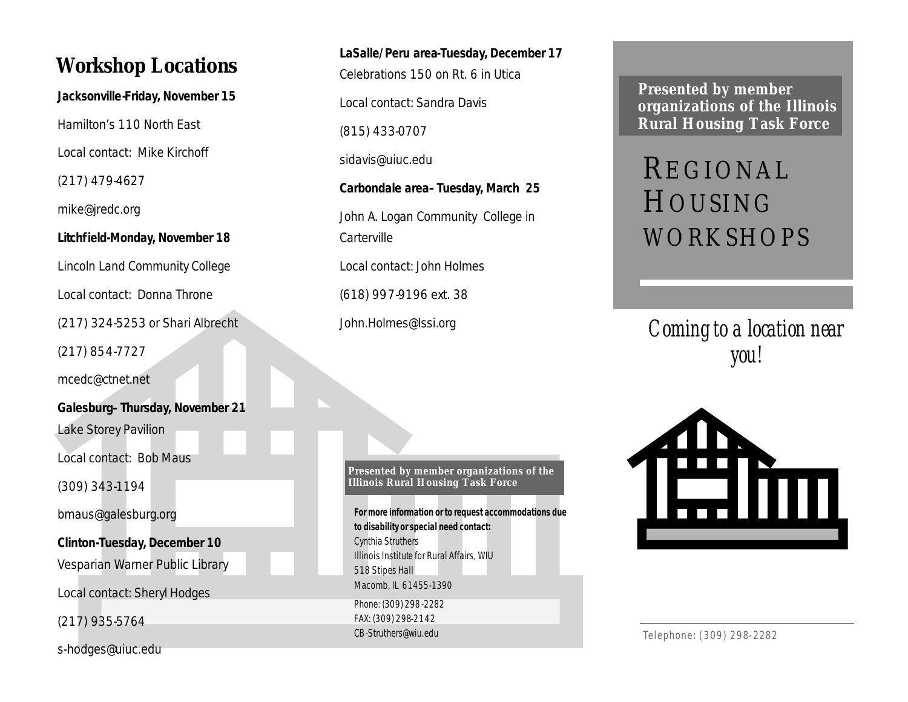## Workshop Locations

**Jacksonville-Friday, November 15**

Hamilton's 110 North East

Local contact: Mike Kirchoff

(217) 479-4627

mike@jredc.org

**Litchfield-Monday, November 18**

Lincoln Land Community College

Local contact: Donna Throne

(217) 324-5253 or Shari Albrecht

(217) 854-7727

mcedc@ctnet.net

**Galesburg– Thursday, November 21**

Lake Storey Pavilion

Local contact: Bob Maus

(309) 343-1194

bmaus@galesburg.org

**Clinton-Tuesday, December 10**

Vesparian Warner Public Library

Local contact: Sheryl Hodges

(217) 935-5764

s-hodges@uiuc.edu

**LaSalle/Peru area-Tuesday, December 17**

Celebrations 150 on Rt. 6 in Utica

Local contact: Sandra Davis

(815) 433-0707

sidavis@uiuc.edu

**Carbondale area– Tuesday, March 25**

John A. Logan Community College in Carterville

Local contact: John Holmes

(618) 997-9196 ext. 38

John.Holmes@lssi.org

**Presented by member organizations of the Illinois Rural Housing Task Force**

**For more information or to request accommodations due to disability or special need contact:**

Cynthia Struthers
Illinois Institute for Rural Affairs, WIU
518 Stipes Hall
Macomb, IL 61455-1390

Phone: (309) 298-2282
FAX: (309) 298-2142
CB-Struthers@wiu.edu

**Presented by member organizations of the Illinois Rural Housing Task Force**

# REGIONAL HOUSING WORKSHOPS

*Coming to a location near you!*

Telephone: (309) 298-2282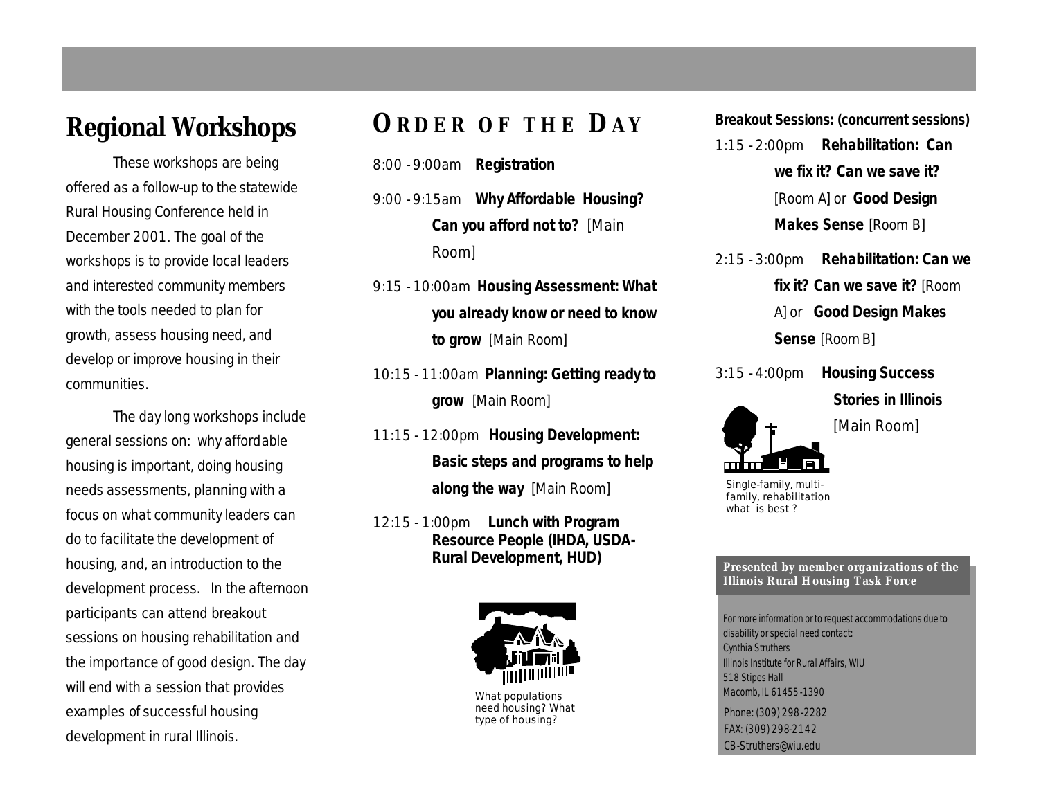# Regional Workshops

These workshops are being offered as a follow-up to the statewide Rural Housing Conference held in December 2001. The goal of the workshops is to provide local leaders and interested community members with the tools needed to plan for growth, assess housing need, and develop or improve housing in their communities.

The day long workshops include general sessions on: why affordable housing is important, doing housing needs assessments, planning with a focus on what community leaders can do to facilitate the development of housing, and, an introduction to the development process. In the afternoon participants can attend breakout sessions on housing rehabilitation and the importance of good design. The day will end with a session that provides examples of successful housing development in rural Illinois.

# Order of the Day

8:00 - 9:00am **Registration**

9:00 - 9:15am **Why Affordable Housing? Can you afford not to?** [Main Room]

9:15 - 10:00am **Housing Assessment: What you already know or need to know to grow** [Main Room]

10:15 - 11:00am **Planning: Getting ready to grow** [Main Room]

11:15 - 12:00pm **Housing Development: Basic steps and programs to help along the way** [Main Room]

12:15 - 1:00pm **Lunch with Program Resource People (IHDA, USDA-Rural Development, HUD)**

What populations need housing? What type of housing?

**Breakout Sessions: (concurrent sessions)**

1:15 - 2:00pm **Rehabilitation: Can we fix it? Can we save it?** [Room A] or **Good Design Makes Sense** [Room B]

2:15 - 3:00pm **Rehabilitation: Can we fix it? Can we save it?** [Room A] or **Good Design Makes Sense** [Room B]

3:15 - 4:00pm **Housing Success Stories in Illinois** [Main Room]

Single-family, multi-family, rehabilitation what is best ?

**Presented by member organizations of the Illinois Rural Housing Task Force**

For more information or to request accommodations due to disability or special need contact:
Cynthia Struthers
Illinois Institute for Rural Affairs, WIU
518 Stipes Hall
Macomb, IL 61455-1390
Phone: (309) 298-2282
FAX: (309) 298-2142
CB-Struthers@wiu.edu